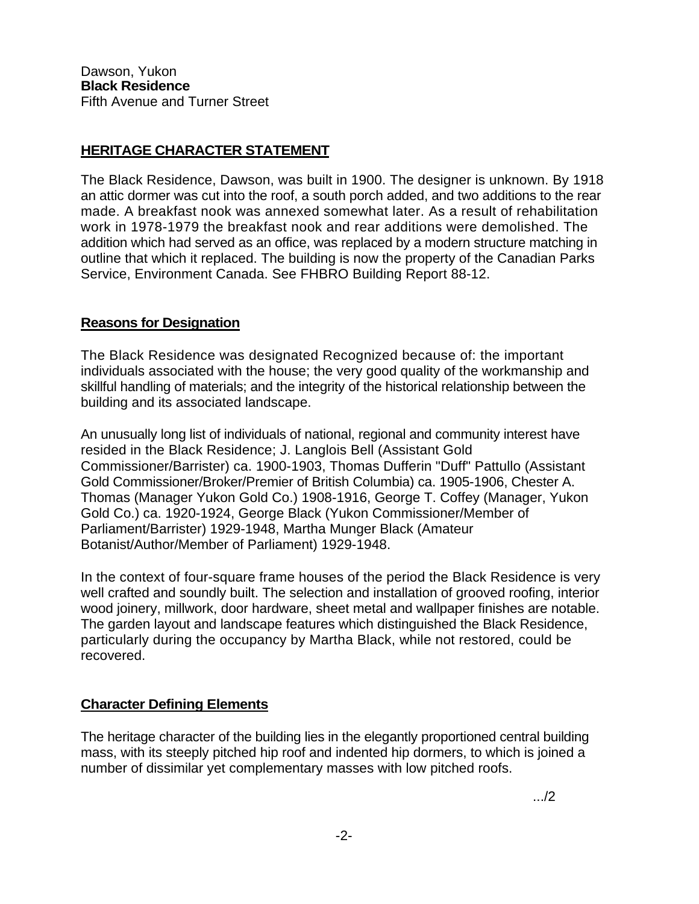Dawson, Yukon
**Black Residence**
Fifth Avenue and Turner Street

## HERITAGE CHARACTER STATEMENT

The Black Residence, Dawson, was built in 1900. The designer is unknown. By 1918 an attic dormer was cut into the roof, a south porch added, and two additions to the rear made. A breakfast nook was annexed somewhat later. As a result of rehabilitation work in 1978-1979 the breakfast nook and rear additions were demolished. The addition which had served as an office, was replaced by a modern structure matching in outline that which it replaced. The building is now the property of the Canadian Parks Service, Environment Canada. See FHBRO Building Report 88-12.

### Reasons for Designation

The Black Residence was designated Recognized because of: the important individuals associated with the house; the very good quality of the workmanship and skillful handling of materials; and the integrity of the historical relationship between the building and its associated landscape.

An unusually long list of individuals of national, regional and community interest have resided in the Black Residence; J. Langlois Bell (Assistant Gold Commissioner/Barrister) ca. 1900-1903, Thomas Dufferin "Duff" Pattullo (Assistant Gold Commissioner/Broker/Premier of British Columbia) ca. 1905-1906, Chester A. Thomas (Manager Yukon Gold Co.) 1908-1916, George T. Coffey (Manager, Yukon Gold Co.) ca. 1920-1924, George Black (Yukon Commissioner/Member of Parliament/Barrister) 1929-1948, Martha Munger Black (Amateur Botanist/Author/Member of Parliament) 1929-1948.

In the context of four-square frame houses of the period the Black Residence is very well crafted and soundly built. The selection and installation of grooved roofing, interior wood joinery, millwork, door hardware, sheet metal and wallpaper finishes are notable. The garden layout and landscape features which distinguished the Black Residence, particularly during the occupancy by Martha Black, while not restored, could be recovered.

### Character Defining Elements

The heritage character of the building lies in the elegantly proportioned central building mass, with its steeply pitched hip roof and indented hip dormers, to which is joined a number of dissimilar yet complementary masses with low pitched roofs.

.../2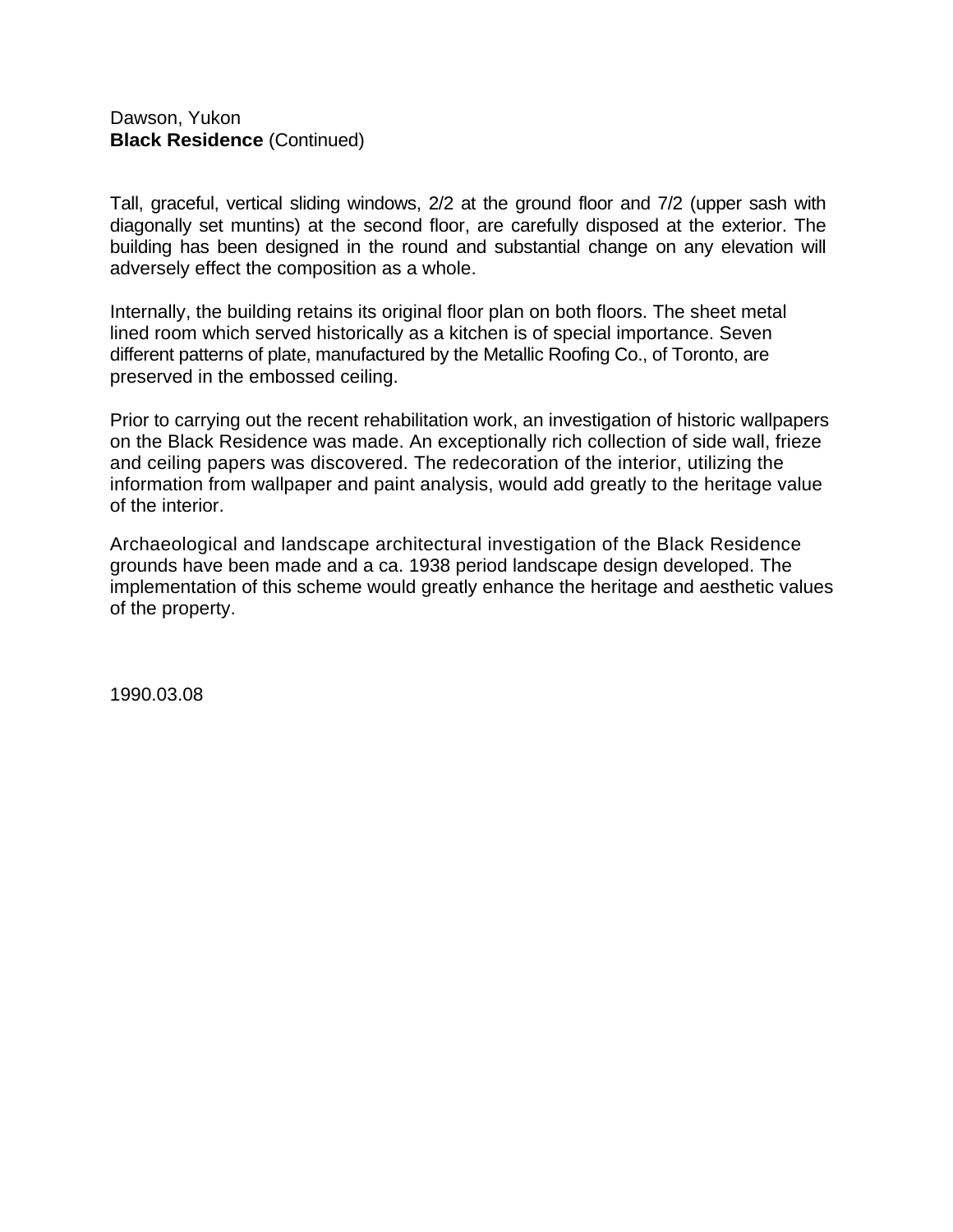Dawson, Yukon
**Black Residence** (Continued)

Tall, graceful, vertical sliding windows, 2/2 at the ground floor and 7/2 (upper sash with diagonally set muntins) at the second floor, are carefully disposed at the exterior. The building has been designed in the round and substantial change on any elevation will adversely effect the composition as a whole.

Internally, the building retains its original floor plan on both floors. The sheet metal lined room which served historically as a kitchen is of special importance. Seven different patterns of plate, manufactured by the Metallic Roofing Co., of Toronto, are preserved in the embossed ceiling.

Prior to carrying out the recent rehabilitation work, an investigation of historic wallpapers on the Black Residence was made. An exceptionally rich collection of side wall, frieze and ceiling papers was discovered. The redecoration of the interior, utilizing the information from wallpaper and paint analysis, would add greatly to the heritage value of the interior.

Archaeological and landscape architectural investigation of the Black Residence grounds have been made and a ca. 1938 period landscape design developed. The implementation of this scheme would greatly enhance the heritage and aesthetic values of the property.

1990.03.08